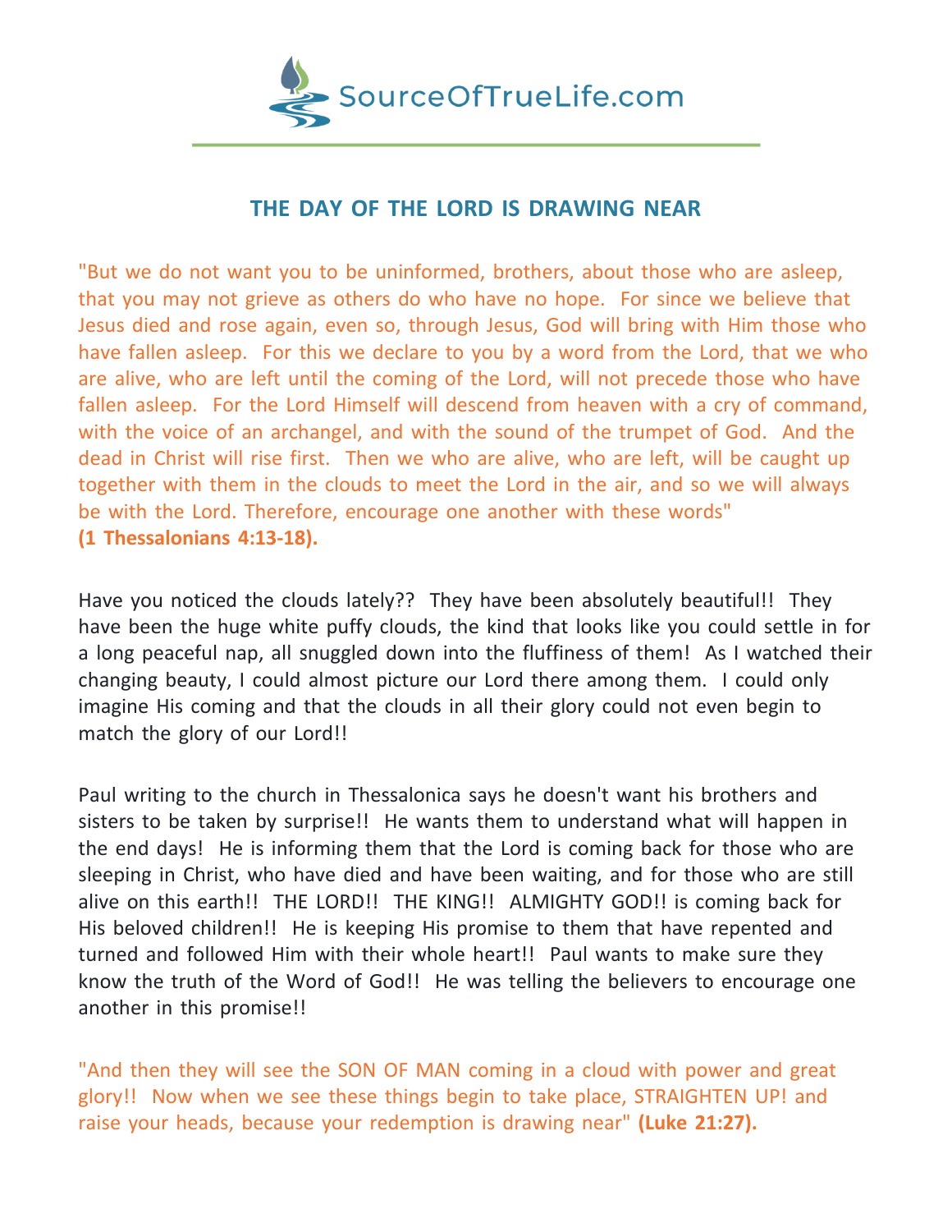SourceOfTrueLife.com

## THE DAY OF THE LORD IS DRAWING NEAR

"But we do not want you to be uninformed, brothers, about those who are asleep, that you may not grieve as others do who have no hope.  For since we believe that Jesus died and rose again, even so, through Jesus, God will bring with Him those who have fallen asleep.  For this we declare to you by a word from the Lord, that we who are alive, who are left until the coming of the Lord, will not precede those who have fallen asleep.  For the Lord Himself will descend from heaven with a cry of command, with the voice of an archangel, and with the sound of the trumpet of God.  And the dead in Christ will rise first.  Then we who are alive, who are left, will be caught up together with them in the clouds to meet the Lord in the air, and so we will always be with the Lord. Therefore, encourage one another with these words"
**(1 Thessalonians 4:13-18).**

Have you noticed the clouds lately??  They have been absolutely beautiful!!  They have been the huge white puffy clouds, the kind that looks like you could settle in for a long peaceful nap, all snuggled down into the fluffiness of them!  As I watched their changing beauty, I could almost picture our Lord there among them.  I could only imagine His coming and that the clouds in all their glory could not even begin to match the glory of our Lord!!

Paul writing to the church in Thessalonica says he doesn't want his brothers and sisters to be taken by surprise!!  He wants them to understand what will happen in the end days!  He is informing them that the Lord is coming back for those who are sleeping in Christ, who have died and have been waiting, and for those who are still alive on this earth!!  THE LORD!!  THE KING!!  ALMIGHTY GOD!! is coming back for His beloved children!!  He is keeping His promise to them that have repented and turned and followed Him with their whole heart!!  Paul wants to make sure they know the truth of the Word of God!!  He was telling the believers to encourage one another in this promise!!

"And then they will see the SON OF MAN coming in a cloud with power and great glory!!  Now when we see these things begin to take place, STRAIGHTEN UP! and raise your heads, because your redemption is drawing near" **(Luke 21:27).**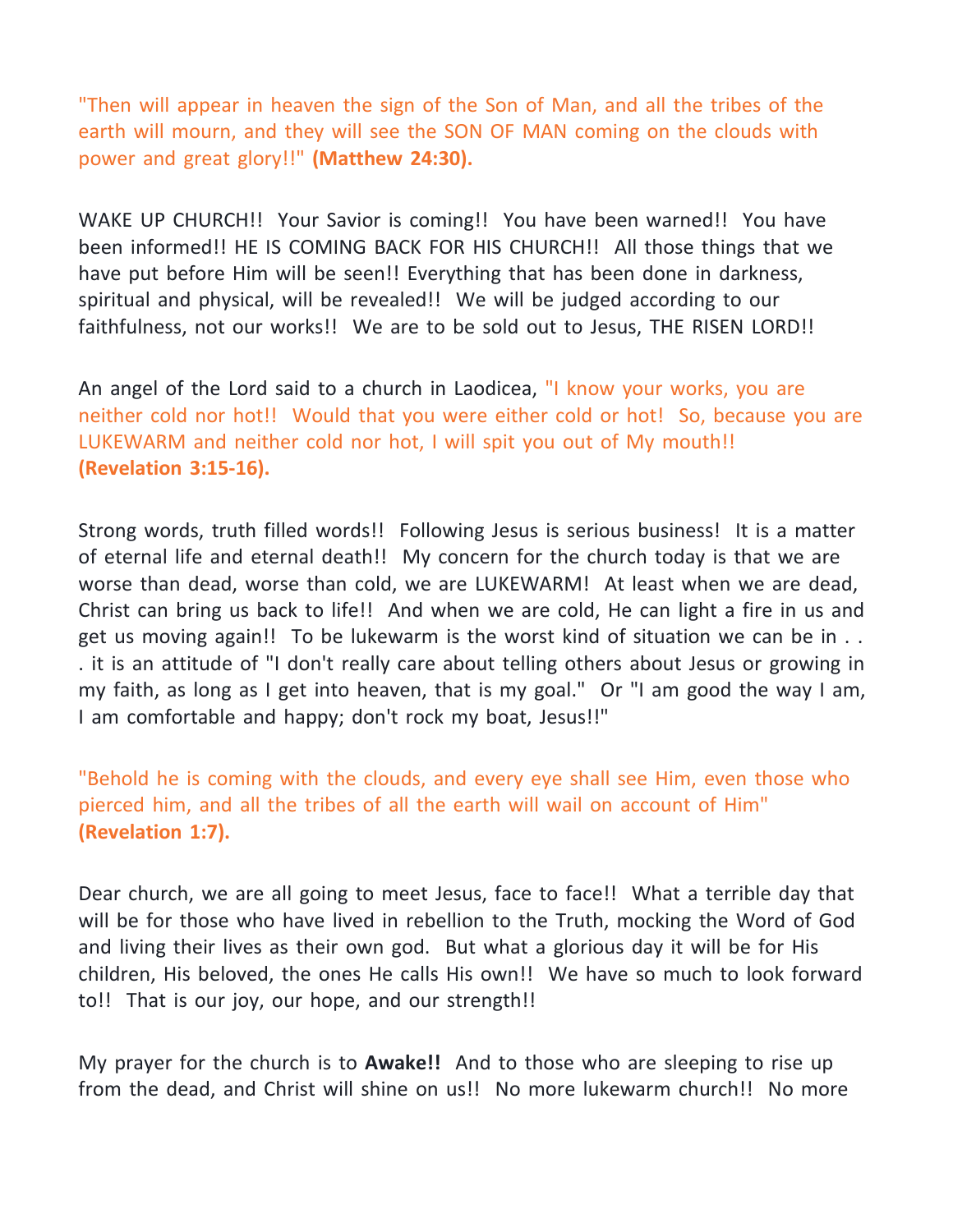"Then will appear in heaven the sign of the Son of Man, and all the tribes of the earth will mourn, and they will see the SON OF MAN coming on the clouds with power and great glory!!" **(Matthew 24:30).**

WAKE UP CHURCH!! Your Savior is coming!! You have been warned!! You have been informed!! HE IS COMING BACK FOR HIS CHURCH!! All those things that we have put before Him will be seen!! Everything that has been done in darkness, spiritual and physical, will be revealed!! We will be judged according to our faithfulness, not our works!! We are to be sold out to Jesus, THE RISEN LORD!!

An angel of the Lord said to a church in Laodicea, "I know your works, you are neither cold nor hot!! Would that you were either cold or hot! So, because you are LUKEWARM and neither cold nor hot, I will spit you out of My mouth!! **(Revelation 3:15-16).**

Strong words, truth filled words!! Following Jesus is serious business! It is a matter of eternal life and eternal death!! My concern for the church today is that we are worse than dead, worse than cold, we are LUKEWARM! At least when we are dead, Christ can bring us back to life!! And when we are cold, He can light a fire in us and get us moving again!! To be lukewarm is the worst kind of situation we can be in . . . it is an attitude of "I don't really care about telling others about Jesus or growing in my faith, as long as I get into heaven, that is my goal." Or "I am good the way I am, I am comfortable and happy; don't rock my boat, Jesus!!"

"Behold he is coming with the clouds, and every eye shall see Him, even those who pierced him, and all the tribes of all the earth will wail on account of Him" **(Revelation 1:7).**

Dear church, we are all going to meet Jesus, face to face!! What a terrible day that will be for those who have lived in rebellion to the Truth, mocking the Word of God and living their lives as their own god. But what a glorious day it will be for His children, His beloved, the ones He calls His own!! We have so much to look forward to!! That is our joy, our hope, and our strength!!

My prayer for the church is to **Awake!!** And to those who are sleeping to rise up from the dead, and Christ will shine on us!! No more lukewarm church!! No more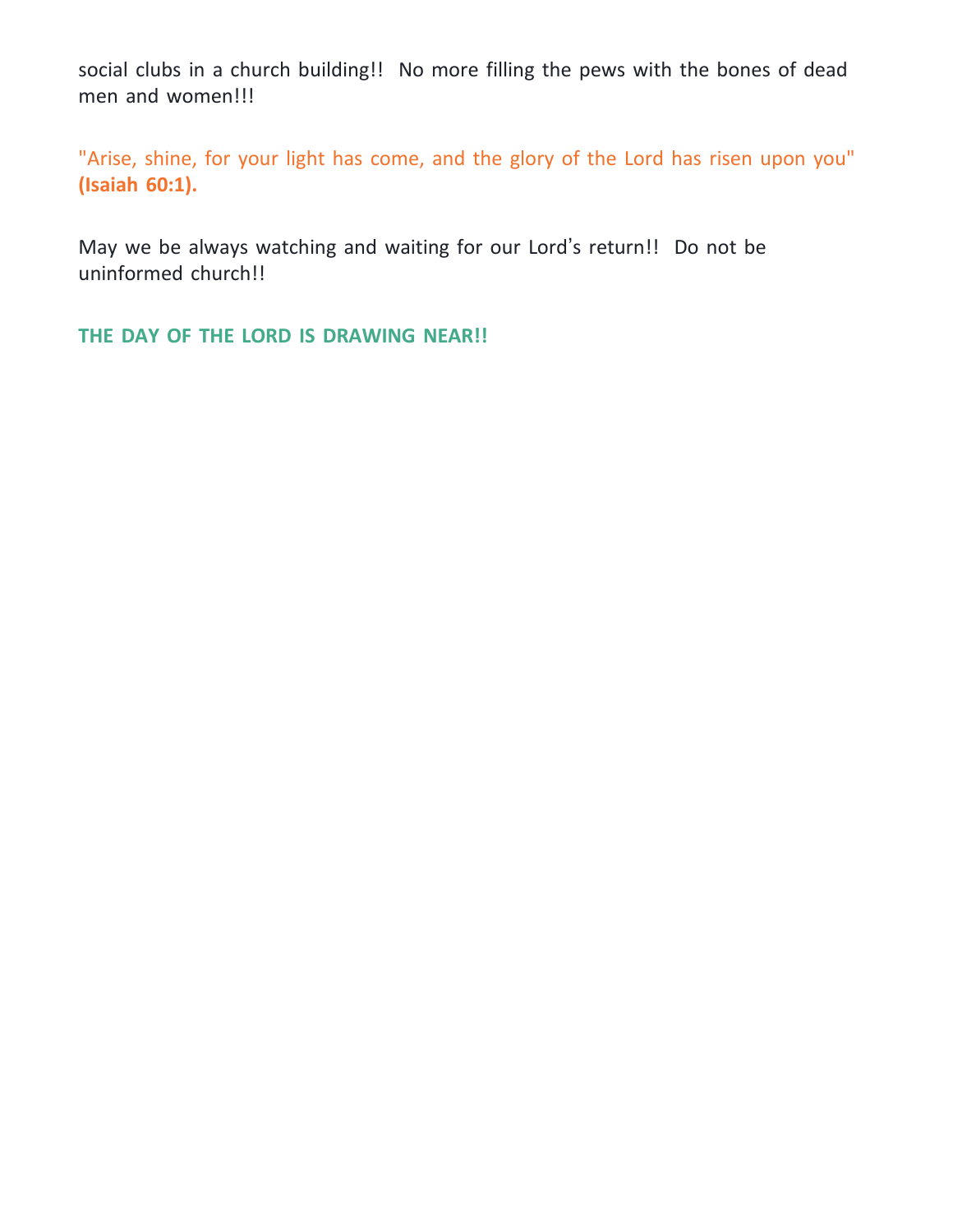social clubs in a church building!! No more filling the pews with the bones of dead men and women!!!

"Arise, shine, for your light has come, and the glory of the Lord has risen upon you" **(Isaiah 60:1).**

May we be always watching and waiting for our Lord's return!! Do not be uninformed church!!

**THE DAY OF THE LORD IS DRAWING NEAR!!**